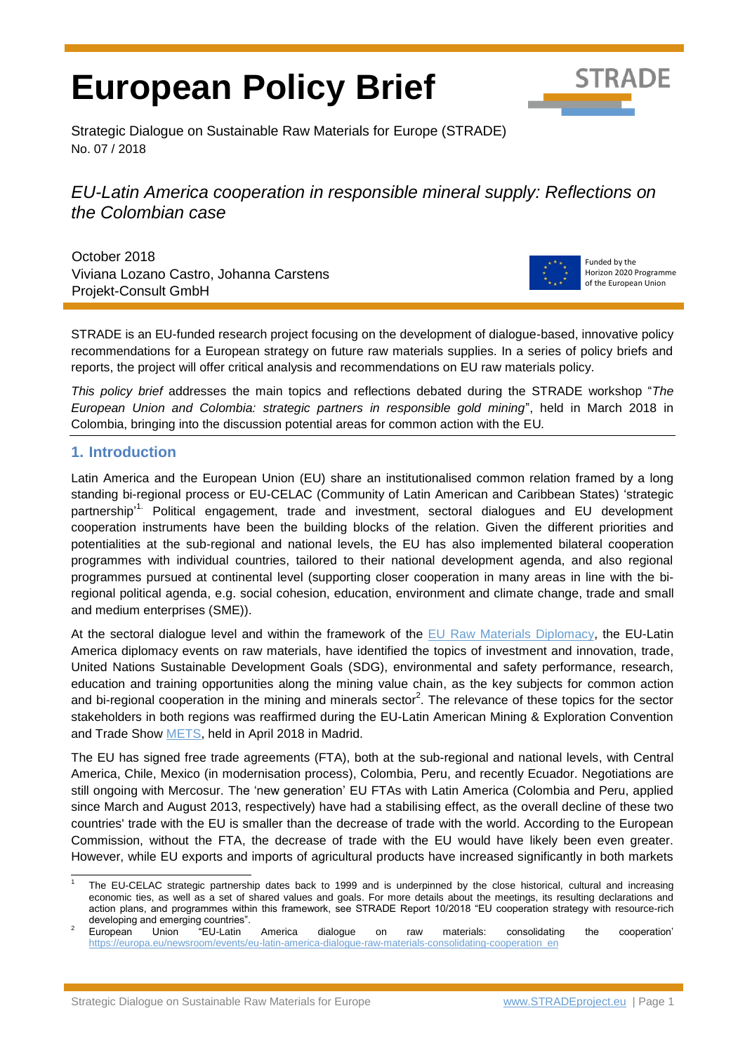# European Policy Brief

Strategic Dialogue on Sustainable Raw Materials for Europe (STRADE)
No. 07 / 2018

## *EU-Latin America cooperation in responsible mineral supply: Reflections on the Colombian case*

October 2018
Viviana Lozano Castro, Johanna Carstens
Projekt-Consult GmbH

Funded by the Horizon 2020 Programme of the European Union

STRADE is an EU-funded research project focusing on the development of dialogue-based, innovative policy recommendations for a European strategy on future raw materials supplies. In a series of policy briefs and reports, the project will offer critical analysis and recommendations on EU raw materials policy.

*This policy brief* addresses the main topics and reflections debated during the STRADE workshop "*The European Union and Colombia: strategic partners in responsible gold mining*", held in March 2018 in Colombia, bringing into the discussion potential areas for common action with the EU.

## 1. Introduction

Latin America and the European Union (EU) share an institutionalised common relation framed by a long standing bi-regional process or EU-CELAC (Community of Latin American and Caribbean States) 'strategic partnership'[1]. Political engagement, trade and investment, sectoral dialogues and EU development cooperation instruments have been the building blocks of the relation. Given the different priorities and potentialities at the sub-regional and national levels, the EU has also implemented bilateral cooperation programmes with individual countries, tailored to their national development agenda, and also regional programmes pursued at continental level (supporting closer cooperation in many areas in line with the bi-regional political agenda, e.g. social cohesion, education, environment and climate change, trade and small and medium enterprises (SME)).

At the sectoral dialogue level and within the framework of the EU Raw Materials Diplomacy, the EU-Latin America diplomacy events on raw materials, have identified the topics of investment and innovation, trade, United Nations Sustainable Development Goals (SDG), environmental and safety performance, research, education and training opportunities along the mining value chain, as the key subjects for common action and bi-regional cooperation in the mining and minerals sector[2]. The relevance of these topics for the sector stakeholders in both regions was reaffirmed during the EU-Latin American Mining & Exploration Convention and Trade Show METS, held in April 2018 in Madrid.

The EU has signed free trade agreements (FTA), both at the sub-regional and national levels, with Central America, Chile, Mexico (in modernisation process), Colombia, Peru, and recently Ecuador. Negotiations are still ongoing with Mercosur. The 'new generation' EU FTAs with Latin America (Colombia and Peru, applied since March and August 2013, respectively) have had a stabilising effect, as the overall decline of these two countries' trade with the EU is smaller than the decrease of trade with the world. According to the European Commission, without the FTA, the decrease of trade with the EU would have likely been even greater. However, while EU exports and imports of agricultural products have increased significantly in both markets

---

[1] The EU-CELAC strategic partnership dates back to 1999 and is underpinned by the close historical, cultural and increasing economic ties, as well as a set of shared values and goals. For more details about the meetings, its resulting declarations and action plans, and programmes within this framework, see STRADE Report 10/2018 "EU cooperation strategy with resource-rich developing and emerging countries".

[2] European Union "EU-Latin America dialogue on raw materials: consolidating the cooperation' https://europa.eu/newsroom/events/eu-latin-america-dialogue-raw-materials-consolidating-cooperation_en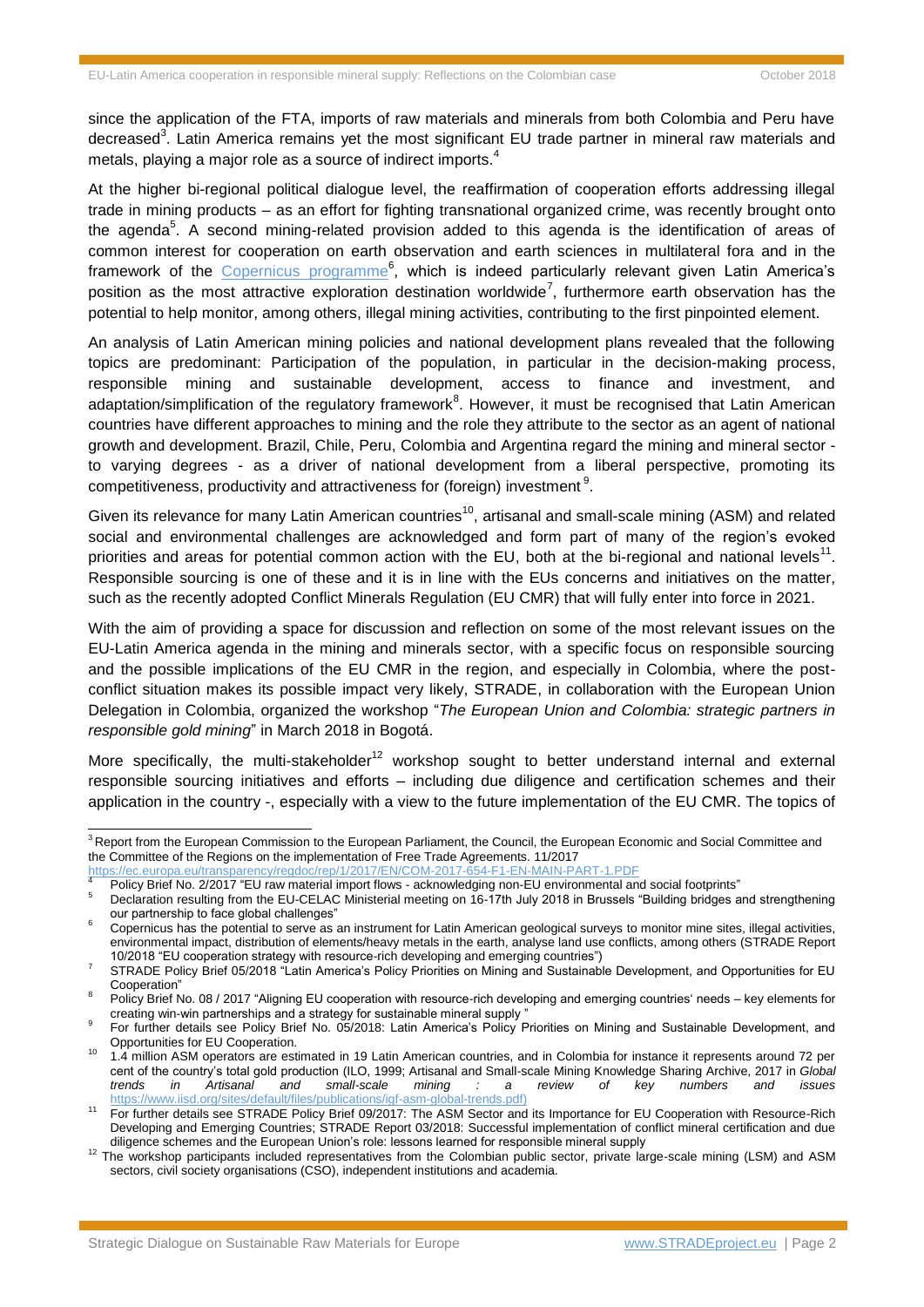since the application of the FTA, imports of raw materials and minerals from both Colombia and Peru have decreased[3]. Latin America remains yet the most significant EU trade partner in mineral raw materials and metals, playing a major role as a source of indirect imports.[4]

At the higher bi-regional political dialogue level, the reaffirmation of cooperation efforts addressing illegal trade in mining products – as an effort for fighting transnational organized crime, was recently brought onto the agenda[5]. A second mining-related provision added to this agenda is the identification of areas of common interest for cooperation on earth observation and earth sciences in multilateral fora and in the framework of the Copernicus programme[6], which is indeed particularly relevant given Latin America's position as the most attractive exploration destination worldwide[7], furthermore earth observation has the potential to help monitor, among others, illegal mining activities, contributing to the first pinpointed element.

An analysis of Latin American mining policies and national development plans revealed that the following topics are predominant: Participation of the population, in particular in the decision-making process, responsible mining and sustainable development, access to finance and investment, and adaptation/simplification of the regulatory framework[8]. However, it must be recognised that Latin American countries have different approaches to mining and the role they attribute to the sector as an agent of national growth and development. Brazil, Chile, Peru, Colombia and Argentina regard the mining and mineral sector - to varying degrees - as a driver of national development from a liberal perspective, promoting its competitiveness, productivity and attractiveness for (foreign) investment[9].

Given its relevance for many Latin American countries[10], artisanal and small-scale mining (ASM) and related social and environmental challenges are acknowledged and form part of many of the region's evoked priorities and areas for potential common action with the EU, both at the bi-regional and national levels[11]. Responsible sourcing is one of these and it is in line with the EUs concerns and initiatives on the matter, such as the recently adopted Conflict Minerals Regulation (EU CMR) that will fully enter into force in 2021.

With the aim of providing a space for discussion and reflection on some of the most relevant issues on the EU-Latin America agenda in the mining and minerals sector, with a specific focus on responsible sourcing and the possible implications of the EU CMR in the region, and especially in Colombia, where the post-conflict situation makes its possible impact very likely, STRADE, in collaboration with the European Union Delegation in Colombia, organized the workshop "*The European Union and Colombia: strategic partners in responsible gold mining*" in March 2018 in Bogotá.

More specifically, the multi-stakeholder[12] workshop sought to better understand internal and external responsible sourcing initiatives and efforts – including due diligence and certification schemes and their application in the country -, especially with a view to the future implementation of the EU CMR. The topics of

---

[3] Report from the European Commission to the European Parliament, the Council, the European Economic and Social Committee and the Committee of the Regions on the implementation of Free Trade Agreements. 11/2017 https://ec.europa.eu/transparency/regdoc/rep/1/2017/EN/COM-2017-654-F1-EN-MAIN-PART-1.PDF

[4] Policy Brief No. 2/2017 "EU raw material import flows - acknowledging non-EU environmental and social footprints"

[5] Declaration resulting from the EU-CELAC Ministerial meeting on 16-17th July 2018 in Brussels "Building bridges and strengthening our partnership to face global challenges"

[6] Copernicus has the potential to serve as an instrument for Latin American geological surveys to monitor mine sites, illegal activities, environmental impact, distribution of elements/heavy metals in the earth, analyse land use conflicts, among others (STRADE Report 10/2018 "EU cooperation strategy with resource-rich developing and emerging countries")

[7] STRADE Policy Brief 05/2018 "Latin America's Policy Priorities on Mining and Sustainable Development, and Opportunities for EU Cooperation"

[8] Policy Brief No. 08 / 2017 "Aligning EU cooperation with resource-rich developing and emerging countries' needs – key elements for creating win-win partnerships and a strategy for sustainable mineral supply "

[9] For further details see Policy Brief No. 05/2018: Latin America's Policy Priorities on Mining and Sustainable Development, and Opportunities for EU Cooperation.

[10] 1.4 million ASM operators are estimated in 19 Latin American countries, and in Colombia for instance it represents around 72 per cent of the country's total gold production (ILO, 1999; Artisanal and Small-scale Mining Knowledge Sharing Archive, 2017 in *Global trends in Artisanal and small-scale mining : a review of key numbers and issues* https://www.iisd.org/sites/default/files/publications/igf-asm-global-trends.pdf)

[11] For further details see STRADE Policy Brief 09/2017: The ASM Sector and its Importance for EU Cooperation with Resource-Rich Developing and Emerging Countries; STRADE Report 03/2018: Successful implementation of conflict mineral certification and due diligence schemes and the European Union's role: lessons learned for responsible mineral supply

[12] The workshop participants included representatives from the Colombian public sector, private large-scale mining (LSM) and ASM sectors, civil society organisations (CSO), independent institutions and academia.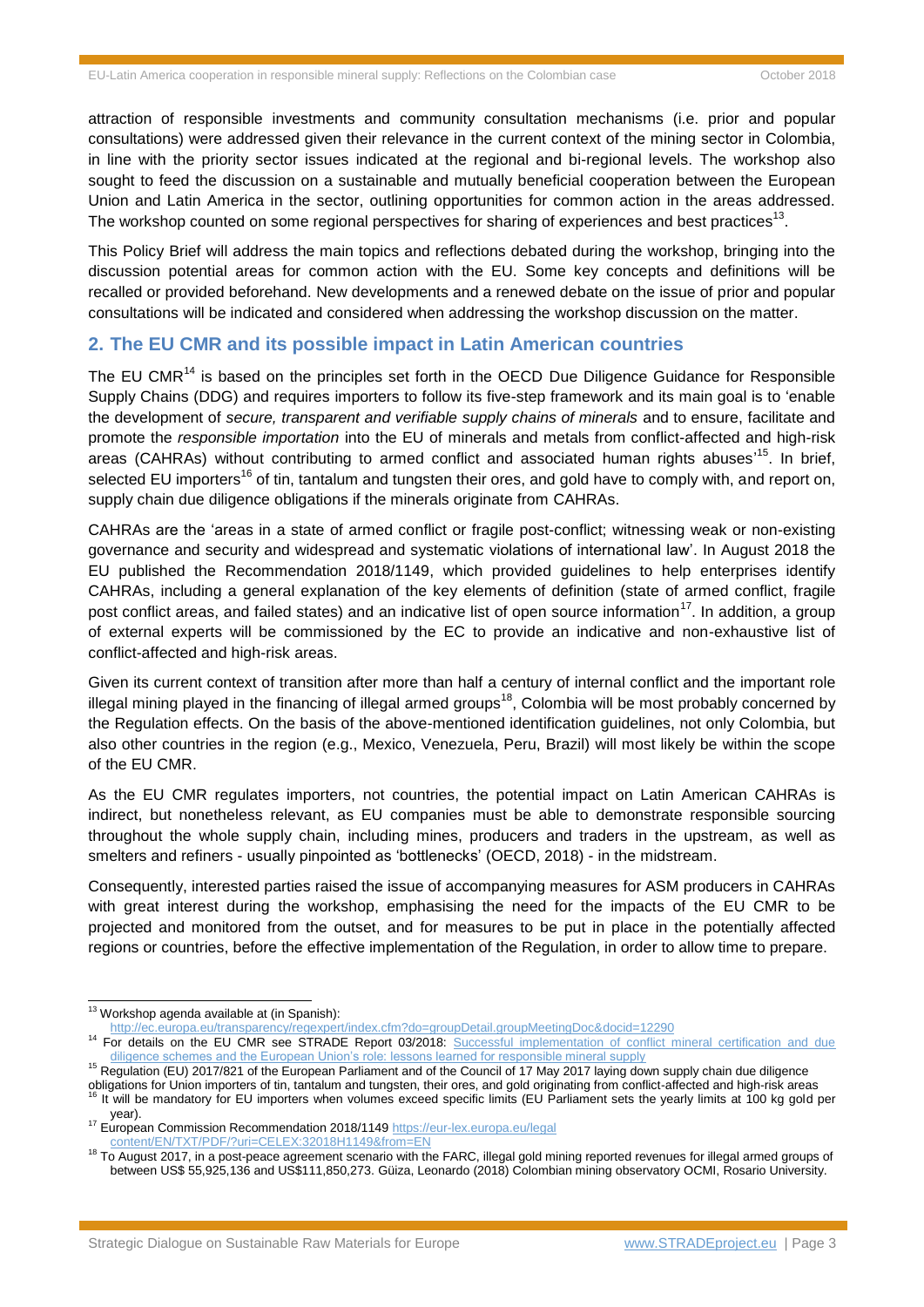attraction of responsible investments and community consultation mechanisms (i.e. prior and popular consultations) were addressed given their relevance in the current context of the mining sector in Colombia, in line with the priority sector issues indicated at the regional and bi-regional levels. The workshop also sought to feed the discussion on a sustainable and mutually beneficial cooperation between the European Union and Latin America in the sector, outlining opportunities for common action in the areas addressed. The workshop counted on some regional perspectives for sharing of experiences and best practices[13].

This Policy Brief will address the main topics and reflections debated during the workshop, bringing into the discussion potential areas for common action with the EU. Some key concepts and definitions will be recalled or provided beforehand. New developments and a renewed debate on the issue of prior and popular consultations will be indicated and considered when addressing the workshop discussion on the matter.

## 2. The EU CMR and its possible impact in Latin American countries

The EU CMR[14] is based on the principles set forth in the OECD Due Diligence Guidance for Responsible Supply Chains (DDG) and requires importers to follow its five-step framework and its main goal is to 'enable the development of *secure, transparent and verifiable supply chains of minerals* and to ensure, facilitate and promote the *responsible importation* into the EU of minerals and metals from conflict-affected and high-risk areas (CAHRAs) without contributing to armed conflict and associated human rights abuses'[15]. In brief, selected EU importers[16] of tin, tantalum and tungsten their ores, and gold have to comply with, and report on, supply chain due diligence obligations if the minerals originate from CAHRAs.

CAHRAs are the 'areas in a state of armed conflict or fragile post-conflict; witnessing weak or non-existing governance and security and widespread and systematic violations of international law'. In August 2018 the EU published the Recommendation 2018/1149, which provided guidelines to help enterprises identify CAHRAs, including a general explanation of the key elements of definition (state of armed conflict, fragile post conflict areas, and failed states) and an indicative list of open source information[17]. In addition, a group of external experts will be commissioned by the EC to provide an indicative and non-exhaustive list of conflict-affected and high-risk areas.

Given its current context of transition after more than half a century of internal conflict and the important role illegal mining played in the financing of illegal armed groups[18], Colombia will be most probably concerned by the Regulation effects. On the basis of the above-mentioned identification guidelines, not only Colombia, but also other countries in the region (e.g., Mexico, Venezuela, Peru, Brazil) will most likely be within the scope of the EU CMR.

As the EU CMR regulates importers, not countries, the potential impact on Latin American CAHRAs is indirect, but nonetheless relevant, as EU companies must be able to demonstrate responsible sourcing throughout the whole supply chain, including mines, producers and traders in the upstream, as well as smelters and refiners - usually pinpointed as 'bottlenecks' (OECD, 2018) - in the midstream.

Consequently, interested parties raised the issue of accompanying measures for ASM producers in CAHRAs with great interest during the workshop, emphasising the need for the impacts of the EU CMR to be projected and monitored from the outset, and for measures to be put in place in the potentially affected regions or countries, before the effective implementation of the Regulation, in order to allow time to prepare.

---

[13] Workshop agenda available at (in Spanish): http://ec.europa.eu/transparency/regexpert/index.cfm?do=groupDetail.groupMeetingDoc&docid=12290

[14] For details on the EU CMR see STRADE Report 03/2018: Successful implementation of conflict mineral certification and due diligence schemes and the European Union's role: lessons learned for responsible mineral supply

[15] Regulation (EU) 2017/821 of the European Parliament and of the Council of 17 May 2017 laying down supply chain due diligence obligations for Union importers of tin, tantalum and tungsten, their ores, and gold originating from conflict-affected and high-risk areas

[16] It will be mandatory for EU importers when volumes exceed specific limits (EU Parliament sets the yearly limits at 100 kg gold per year).

[17] European Commission Recommendation 2018/1149 https://eur-lex.europa.eu/legal content/EN/TXT/PDF/?uri=CELEX:32018H1149&from=EN

[18] To August 2017, in a post-peace agreement scenario with the FARC, illegal gold mining reported revenues for illegal armed groups of between US$ 55,925,136 and US$111,850,273. Güiza, Leonardo (2018) Colombian mining observatory OCMI, Rosario University.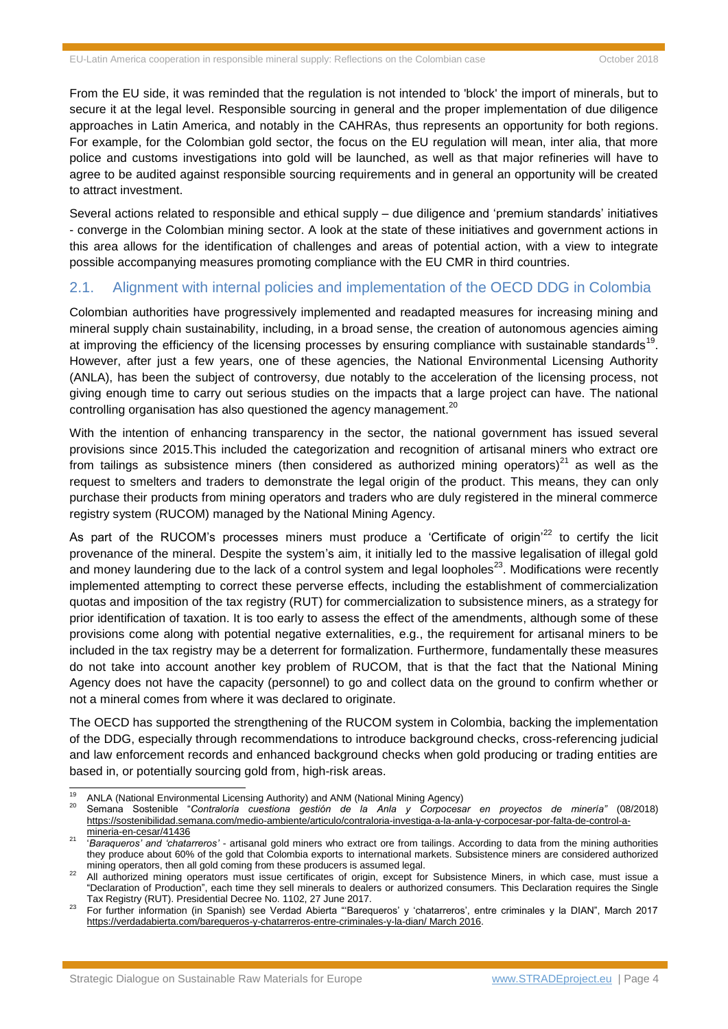From the EU side, it was reminded that the regulation is not intended to 'block' the import of minerals, but to secure it at the legal level. Responsible sourcing in general and the proper implementation of due diligence approaches in Latin America, and notably in the CAHRAs, thus represents an opportunity for both regions. For example, for the Colombian gold sector, the focus on the EU regulation will mean, inter alia, that more police and customs investigations into gold will be launched, as well as that major refineries will have to agree to be audited against responsible sourcing requirements and in general an opportunity will be created to attract investment.

Several actions related to responsible and ethical supply – due diligence and 'premium standards' initiatives - converge in the Colombian mining sector. A look at the state of these initiatives and government actions in this area allows for the identification of challenges and areas of potential action, with a view to integrate possible accompanying measures promoting compliance with the EU CMR in third countries.

## 2.1. Alignment with internal policies and implementation of the OECD DDG in Colombia

Colombian authorities have progressively implemented and readapted measures for increasing mining and mineral supply chain sustainability, including, in a broad sense, the creation of autonomous agencies aiming at improving the efficiency of the licensing processes by ensuring compliance with sustainable standards[19]. However, after just a few years, one of these agencies, the National Environmental Licensing Authority (ANLA), has been the subject of controversy, due notably to the acceleration of the licensing process, not giving enough time to carry out serious studies on the impacts that a large project can have. The national controlling organisation has also questioned the agency management.[20]

With the intention of enhancing transparency in the sector, the national government has issued several provisions since 2015.This included the categorization and recognition of artisanal miners who extract ore from tailings as subsistence miners (then considered as authorized mining operators)[21] as well as the request to smelters and traders to demonstrate the legal origin of the product. This means, they can only purchase their products from mining operators and traders who are duly registered in the mineral commerce registry system (RUCOM) managed by the National Mining Agency.

As part of the RUCOM's processes miners must produce a 'Certificate of origin'[22] to certify the licit provenance of the mineral. Despite the system's aim, it initially led to the massive legalisation of illegal gold and money laundering due to the lack of a control system and legal loopholes[23]. Modifications were recently implemented attempting to correct these perverse effects, including the establishment of commercialization quotas and imposition of the tax registry (RUT) for commercialization to subsistence miners, as a strategy for prior identification of taxation. It is too early to assess the effect of the amendments, although some of these provisions come along with potential negative externalities, e.g., the requirement for artisanal miners to be included in the tax registry may be a deterrent for formalization. Furthermore, fundamentally these measures do not take into account another key problem of RUCOM, that is that the fact that the National Mining Agency does not have the capacity (personnel) to go and collect data on the ground to confirm whether or not a mineral comes from where it was declared to originate.

The OECD has supported the strengthening of the RUCOM system in Colombia, backing the implementation of the DDG, especially through recommendations to introduce background checks, cross-referencing judicial and law enforcement records and enhanced background checks when gold producing or trading entities are based in, or potentially sourcing gold from, high-risk areas.

---

[19] ANLA (National Environmental Licensing Authority) and ANM (National Mining Agency)

[20] Semana Sostenible "*Contraloría cuestiona gestión de la Anla y Corpocesar en proyectos de minería"* (08/2018) https://sostenibilidad.semana.com/medio-ambiente/articulo/contraloria-investiga-a-la-anla-y-corpocesar-por-falta-de-control-a-mineria-en-cesar/41436

[21] *'Baraqueros' and 'chatarreros'* - artisanal gold miners who extract ore from tailings. According to data from the mining authorities they produce about 60% of the gold that Colombia exports to international markets. Subsistence miners are considered authorized mining operators, then all gold coming from these producers is assumed legal.

[22] All authorized mining operators must issue certificates of origin, except for Subsistence Miners, in which case, must issue a "Declaration of Production", each time they sell minerals to dealers or authorized consumers. This Declaration requires the Single Tax Registry (RUT). Presidential Decree No. 1102, 27 June 2017.

[23] For further information (in Spanish) see Verdad Abierta "'Barequeros' y 'chatarreros', entre criminales y la DIAN", March 2017 https://verdadabierta.com/barequeros-y-chatarreros-entre-criminales-y-la-dian/ March 2016.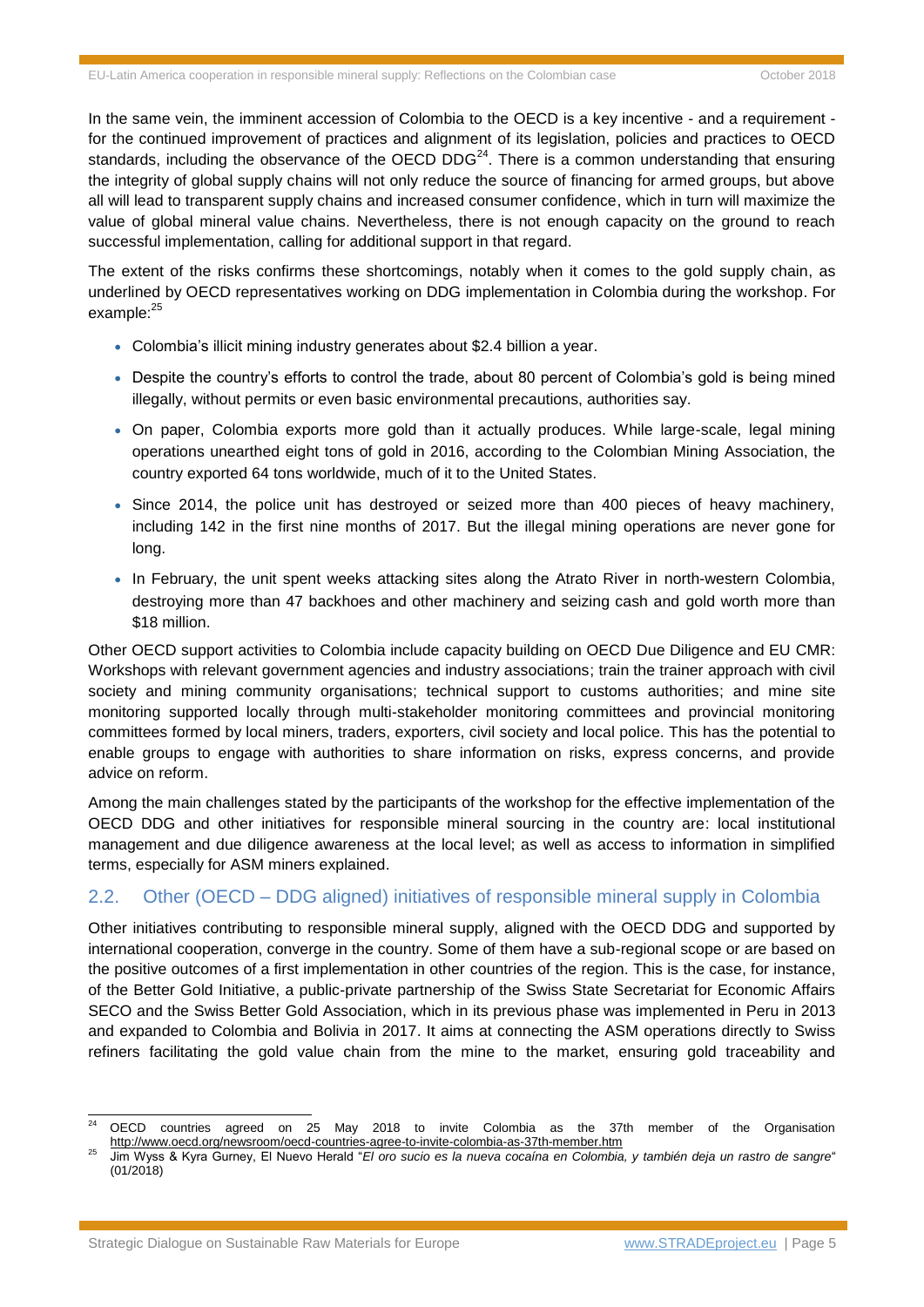In the same vein, the imminent accession of Colombia to the OECD is a key incentive - and a requirement - for the continued improvement of practices and alignment of its legislation, policies and practices to OECD standards, including the observance of the OECD DDG[24]. There is a common understanding that ensuring the integrity of global supply chains will not only reduce the source of financing for armed groups, but above all will lead to transparent supply chains and increased consumer confidence, which in turn will maximize the value of global mineral value chains. Nevertheless, there is not enough capacity on the ground to reach successful implementation, calling for additional support in that regard.

The extent of the risks confirms these shortcomings, notably when it comes to the gold supply chain, as underlined by OECD representatives working on DDG implementation in Colombia during the workshop. For example:[25]

- Colombia's illicit mining industry generates about $2.4 billion a year.
- Despite the country's efforts to control the trade, about 80 percent of Colombia's gold is being mined illegally, without permits or even basic environmental precautions, authorities say.
- On paper, Colombia exports more gold than it actually produces. While large-scale, legal mining operations unearthed eight tons of gold in 2016, according to the Colombian Mining Association, the country exported 64 tons worldwide, much of it to the United States.
- Since 2014, the police unit has destroyed or seized more than 400 pieces of heavy machinery, including 142 in the first nine months of 2017. But the illegal mining operations are never gone for long.
- In February, the unit spent weeks attacking sites along the Atrato River in north-western Colombia, destroying more than 47 backhoes and other machinery and seizing cash and gold worth more than $18 million.

Other OECD support activities to Colombia include capacity building on OECD Due Diligence and EU CMR: Workshops with relevant government agencies and industry associations; train the trainer approach with civil society and mining community organisations; technical support to customs authorities; and mine site monitoring supported locally through multi-stakeholder monitoring committees and provincial monitoring committees formed by local miners, traders, exporters, civil society and local police. This has the potential to enable groups to engage with authorities to share information on risks, express concerns, and provide advice on reform.

Among the main challenges stated by the participants of the workshop for the effective implementation of the OECD DDG and other initiatives for responsible mineral sourcing in the country are: local institutional management and due diligence awareness at the local level; as well as access to information in simplified terms, especially for ASM miners explained.

## 2.2. Other (OECD – DDG aligned) initiatives of responsible mineral supply in Colombia

Other initiatives contributing to responsible mineral supply, aligned with the OECD DDG and supported by international cooperation, converge in the country. Some of them have a sub-regional scope or are based on the positive outcomes of a first implementation in other countries of the region. This is the case, for instance, of the Better Gold Initiative, a public-private partnership of the Swiss State Secretariat for Economic Affairs SECO and the Swiss Better Gold Association, which in its previous phase was implemented in Peru in 2013 and expanded to Colombia and Bolivia in 2017. It aims at connecting the ASM operations directly to Swiss refiners facilitating the gold value chain from the mine to the market, ensuring gold traceability and

---

[24] OECD countries agreed on 25 May 2018 to invite Colombia as the 37th member of the Organisation http://www.oecd.org/newsroom/oecd-countries-agree-to-invite-colombia-as-37th-member.htm

[25] Jim Wyss & Kyra Gurney, El Nuevo Herald "*El oro sucio es la nueva cocaína en Colombia, y también deja un rastro de sangre*" (01/2018)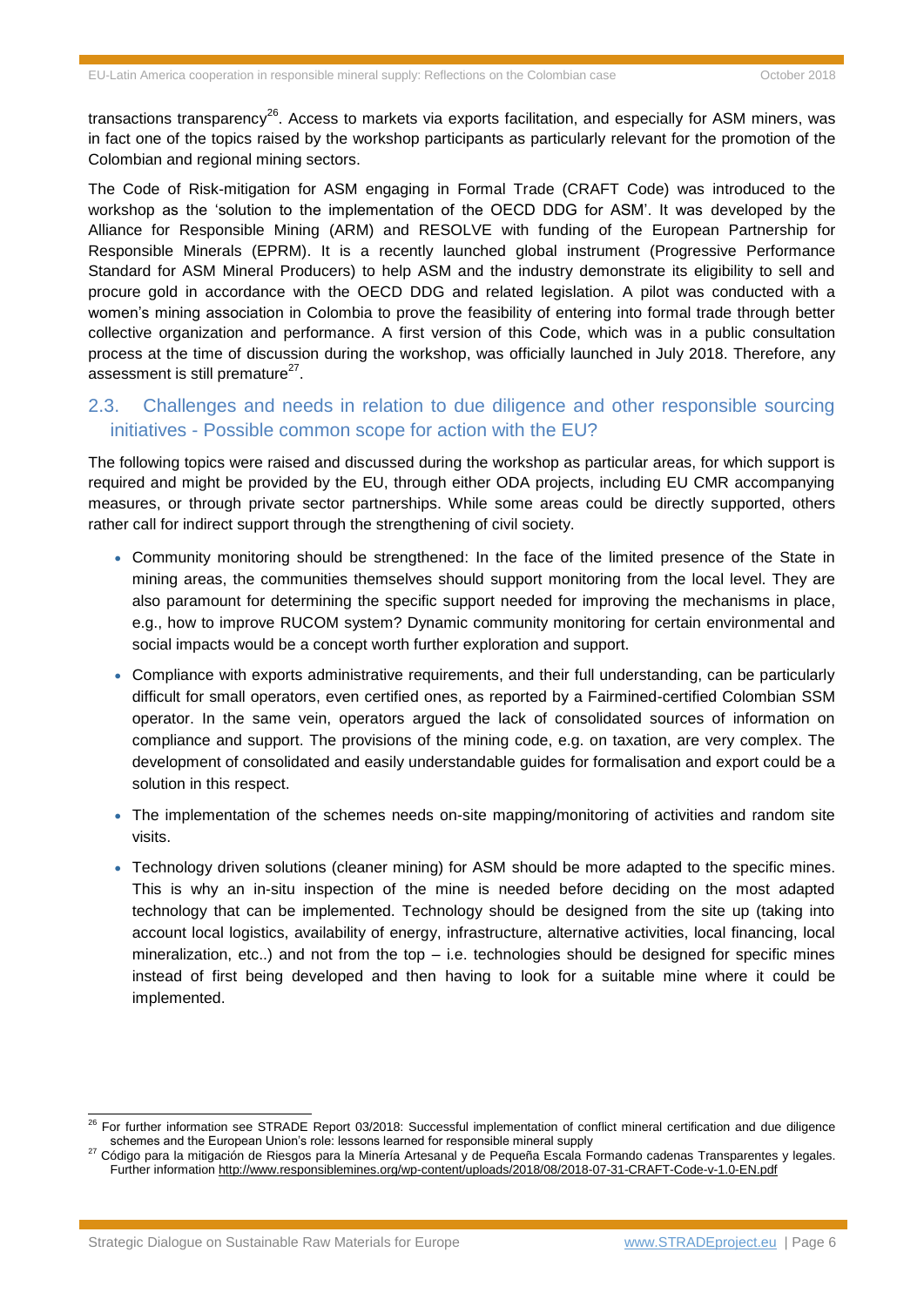transactions transparency[26]. Access to markets via exports facilitation, and especially for ASM miners, was in fact one of the topics raised by the workshop participants as particularly relevant for the promotion of the Colombian and regional mining sectors.

The Code of Risk-mitigation for ASM engaging in Formal Trade (CRAFT Code) was introduced to the workshop as the 'solution to the implementation of the OECD DDG for ASM'. It was developed by the Alliance for Responsible Mining (ARM) and RESOLVE with funding of the European Partnership for Responsible Minerals (EPRM). It is a recently launched global instrument (Progressive Performance Standard for ASM Mineral Producers) to help ASM and the industry demonstrate its eligibility to sell and procure gold in accordance with the OECD DDG and related legislation. A pilot was conducted with a women's mining association in Colombia to prove the feasibility of entering into formal trade through better collective organization and performance. A first version of this Code, which was in a public consultation process at the time of discussion during the workshop, was officially launched in July 2018. Therefore, any assessment is still premature[27].

## 2.3. Challenges and needs in relation to due diligence and other responsible sourcing initiatives - Possible common scope for action with the EU?

The following topics were raised and discussed during the workshop as particular areas, for which support is required and might be provided by the EU, through either ODA projects, including EU CMR accompanying measures, or through private sector partnerships. While some areas could be directly supported, others rather call for indirect support through the strengthening of civil society.

- Community monitoring should be strengthened: In the face of the limited presence of the State in mining areas, the communities themselves should support monitoring from the local level. They are also paramount for determining the specific support needed for improving the mechanisms in place, e.g., how to improve RUCOM system? Dynamic community monitoring for certain environmental and social impacts would be a concept worth further exploration and support.
- Compliance with exports administrative requirements, and their full understanding, can be particularly difficult for small operators, even certified ones, as reported by a Fairmined-certified Colombian SSM operator. In the same vein, operators argued the lack of consolidated sources of information on compliance and support. The provisions of the mining code, e.g. on taxation, are very complex. The development of consolidated and easily understandable guides for formalisation and export could be a solution in this respect.
- The implementation of the schemes needs on-site mapping/monitoring of activities and random site visits.
- Technology driven solutions (cleaner mining) for ASM should be more adapted to the specific mines. This is why an in-situ inspection of the mine is needed before deciding on the most adapted technology that can be implemented. Technology should be designed from the site up (taking into account local logistics, availability of energy, infrastructure, alternative activities, local financing, local mineralization, etc..) and not from the top – i.e. technologies should be designed for specific mines instead of first being developed and then having to look for a suitable mine where it could be implemented.

---

[26] For further information see STRADE Report 03/2018: Successful implementation of conflict mineral certification and due diligence schemes and the European Union's role: lessons learned for responsible mineral supply

[27] Código para la mitigación de Riesgos para la Minería Artesanal y de Pequeña Escala Formando cadenas Transparentes y legales. Further information http://www.responsiblemines.org/wp-content/uploads/2018/08/2018-07-31-CRAFT-Code-v-1.0-EN.pdf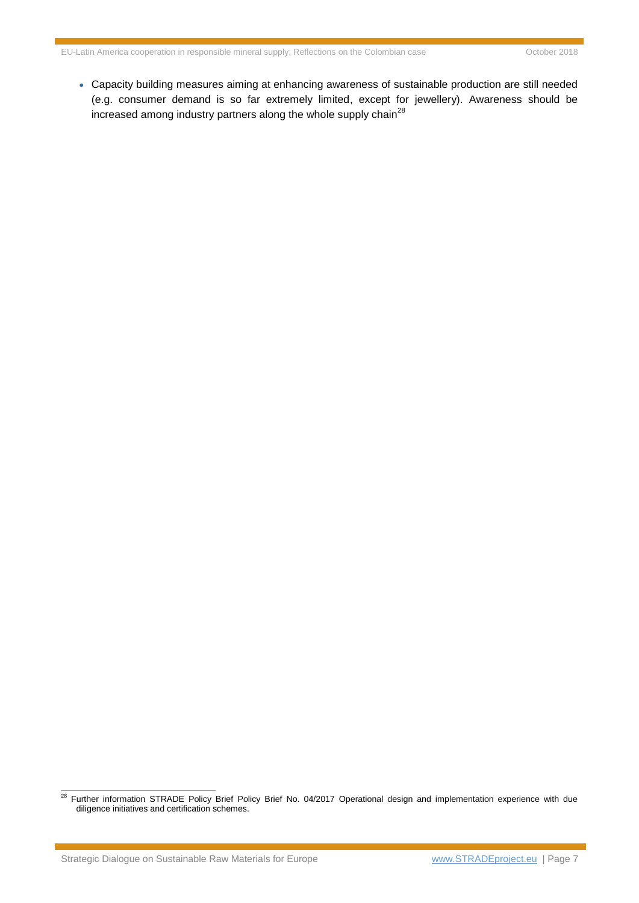- Capacity building measures aiming at enhancing awareness of sustainable production are still needed (e.g. consumer demand is so far extremely limited, except for jewellery). Awareness should be increased among industry partners along the whole supply chain[28]

[28] Further information STRADE Policy Brief Policy Brief No. 04/2017 Operational design and implementation experience with due diligence initiatives and certification schemes.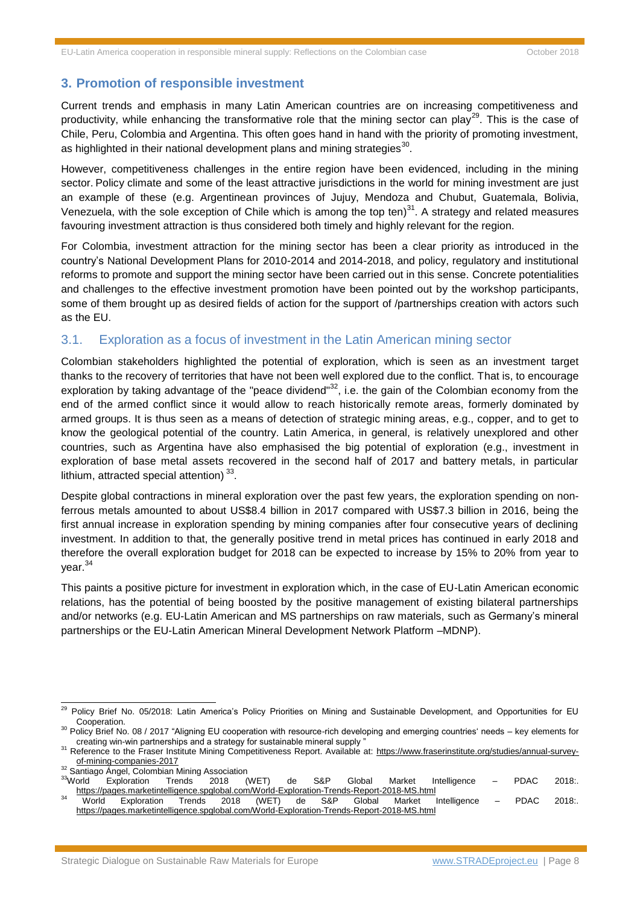## 3. Promotion of responsible investment

Current trends and emphasis in many Latin American countries are on increasing competitiveness and productivity, while enhancing the transformative role that the mining sector can play[29]. This is the case of Chile, Peru, Colombia and Argentina. This often goes hand in hand with the priority of promoting investment, as highlighted in their national development plans and mining strategies[30].

However, competitiveness challenges in the entire region have been evidenced, including in the mining sector. Policy climate and some of the least attractive jurisdictions in the world for mining investment are just an example of these (e.g. Argentinean provinces of Jujuy, Mendoza and Chubut, Guatemala, Bolivia, Venezuela, with the sole exception of Chile which is among the top ten)[31]. A strategy and related measures favouring investment attraction is thus considered both timely and highly relevant for the region.

For Colombia, investment attraction for the mining sector has been a clear priority as introduced in the country's National Development Plans for 2010-2014 and 2014-2018, and policy, regulatory and institutional reforms to promote and support the mining sector have been carried out in this sense. Concrete potentialities and challenges to the effective investment promotion have been pointed out by the workshop participants, some of them brought up as desired fields of action for the support of /partnerships creation with actors such as the EU.

### 3.1. Exploration as a focus of investment in the Latin American mining sector

Colombian stakeholders highlighted the potential of exploration, which is seen as an investment target thanks to the recovery of territories that have not been well explored due to the conflict. That is, to encourage exploration by taking advantage of the "peace dividend"[32], i.e. the gain of the Colombian economy from the end of the armed conflict since it would allow to reach historically remote areas, formerly dominated by armed groups. It is thus seen as a means of detection of strategic mining areas, e.g., copper, and to get to know the geological potential of the country. Latin America, in general, is relatively unexplored and other countries, such as Argentina have also emphasised the big potential of exploration (e.g., investment in exploration of base metal assets recovered in the second half of 2017 and battery metals, in particular lithium, attracted special attention) [33].

Despite global contractions in mineral exploration over the past few years, the exploration spending on non-ferrous metals amounted to about US$8.4 billion in 2017 compared with US$7.3 billion in 2016, being the first annual increase in exploration spending by mining companies after four consecutive years of declining investment. In addition to that, the generally positive trend in metal prices has continued in early 2018 and therefore the overall exploration budget for 2018 can be expected to increase by 15% to 20% from year to year.[34]

This paints a positive picture for investment in exploration which, in the case of EU-Latin American economic relations, has the potential of being boosted by the positive management of existing bilateral partnerships and/or networks (e.g. EU-Latin American and MS partnerships on raw materials, such as Germany's mineral partnerships or the EU-Latin American Mineral Development Network Platform –MDNP).

---

[29] Policy Brief No. 05/2018: Latin America's Policy Priorities on Mining and Sustainable Development, and Opportunities for EU Cooperation.

[30] Policy Brief No. 08 / 2017 "Aligning EU cooperation with resource-rich developing and emerging countries' needs – key elements for creating win-win partnerships and a strategy for sustainable mineral supply "

[31] Reference to the Fraser Institute Mining Competitiveness Report. Available at: https://www.fraserinstitute.org/studies/annual-survey-of-mining-companies-2017

[32] Santiago Ángel, Colombian Mining Association

[33] World Exploration Trends 2018 (WET) de S&P Global Market Intelligence – PDAC 2018:. https://pages.marketintelligence.spglobal.com/World-Exploration-Trends-Report-2018-MS.html

[34] World Exploration Trends 2018 (WET) de S&P Global Market Intelligence – PDAC 2018:. https://pages.marketintelligence.spglobal.com/World-Exploration-Trends-Report-2018-MS.html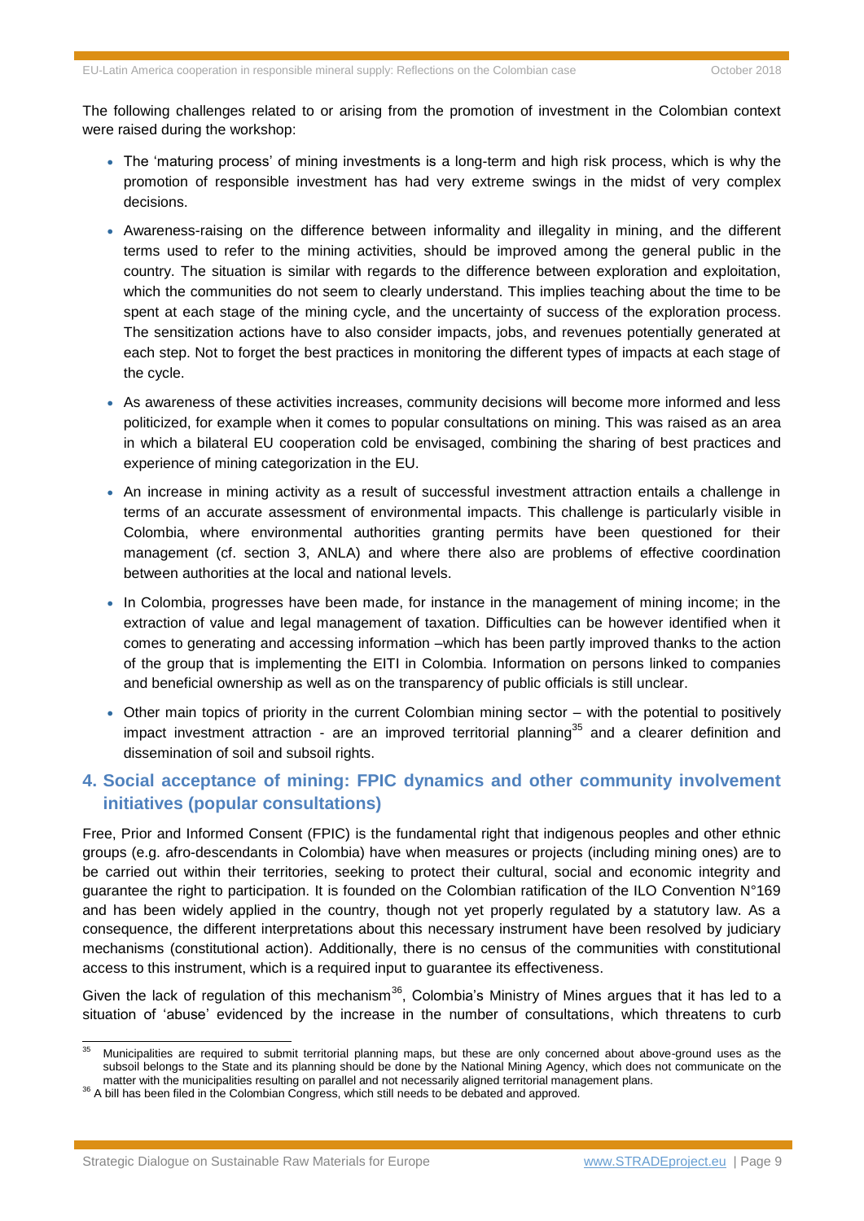The following challenges related to or arising from the promotion of investment in the Colombian context were raised during the workshop:

- The 'maturing process' of mining investments is a long-term and high risk process, which is why the promotion of responsible investment has had very extreme swings in the midst of very complex decisions.
- Awareness-raising on the difference between informality and illegality in mining, and the different terms used to refer to the mining activities, should be improved among the general public in the country. The situation is similar with regards to the difference between exploration and exploitation, which the communities do not seem to clearly understand. This implies teaching about the time to be spent at each stage of the mining cycle, and the uncertainty of success of the exploration process. The sensitization actions have to also consider impacts, jobs, and revenues potentially generated at each step. Not to forget the best practices in monitoring the different types of impacts at each stage of the cycle.
- As awareness of these activities increases, community decisions will become more informed and less politicized, for example when it comes to popular consultations on mining. This was raised as an area in which a bilateral EU cooperation cold be envisaged, combining the sharing of best practices and experience of mining categorization in the EU.
- An increase in mining activity as a result of successful investment attraction entails a challenge in terms of an accurate assessment of environmental impacts. This challenge is particularly visible in Colombia, where environmental authorities granting permits have been questioned for their management (cf. section 3, ANLA) and where there also are problems of effective coordination between authorities at the local and national levels.
- In Colombia, progresses have been made, for instance in the management of mining income; in the extraction of value and legal management of taxation. Difficulties can be however identified when it comes to generating and accessing information –which has been partly improved thanks to the action of the group that is implementing the EITI in Colombia. Information on persons linked to companies and beneficial ownership as well as on the transparency of public officials is still unclear.
- Other main topics of priority in the current Colombian mining sector – with the potential to positively impact investment attraction - are an improved territorial planning[35] and a clearer definition and dissemination of soil and subsoil rights.

## 4. Social acceptance of mining: FPIC dynamics and other community involvement initiatives (popular consultations)

Free, Prior and Informed Consent (FPIC) is the fundamental right that indigenous peoples and other ethnic groups (e.g. afro-descendants in Colombia) have when measures or projects (including mining ones) are to be carried out within their territories, seeking to protect their cultural, social and economic integrity and guarantee the right to participation. It is founded on the Colombian ratification of the ILO Convention N°169 and has been widely applied in the country, though not yet properly regulated by a statutory law. As a consequence, the different interpretations about this necessary instrument have been resolved by judiciary mechanisms (constitutional action). Additionally, there is no census of the communities with constitutional access to this instrument, which is a required input to guarantee its effectiveness.

Given the lack of regulation of this mechanism[36], Colombia's Ministry of Mines argues that it has led to a situation of 'abuse' evidenced by the increase in the number of consultations, which threatens to curb

---

[35] Municipalities are required to submit territorial planning maps, but these are only concerned about above-ground uses as the subsoil belongs to the State and its planning should be done by the National Mining Agency, which does not communicate on the matter with the municipalities resulting on parallel and not necessarily aligned territorial management plans.

[36] A bill has been filed in the Colombian Congress, which still needs to be debated and approved.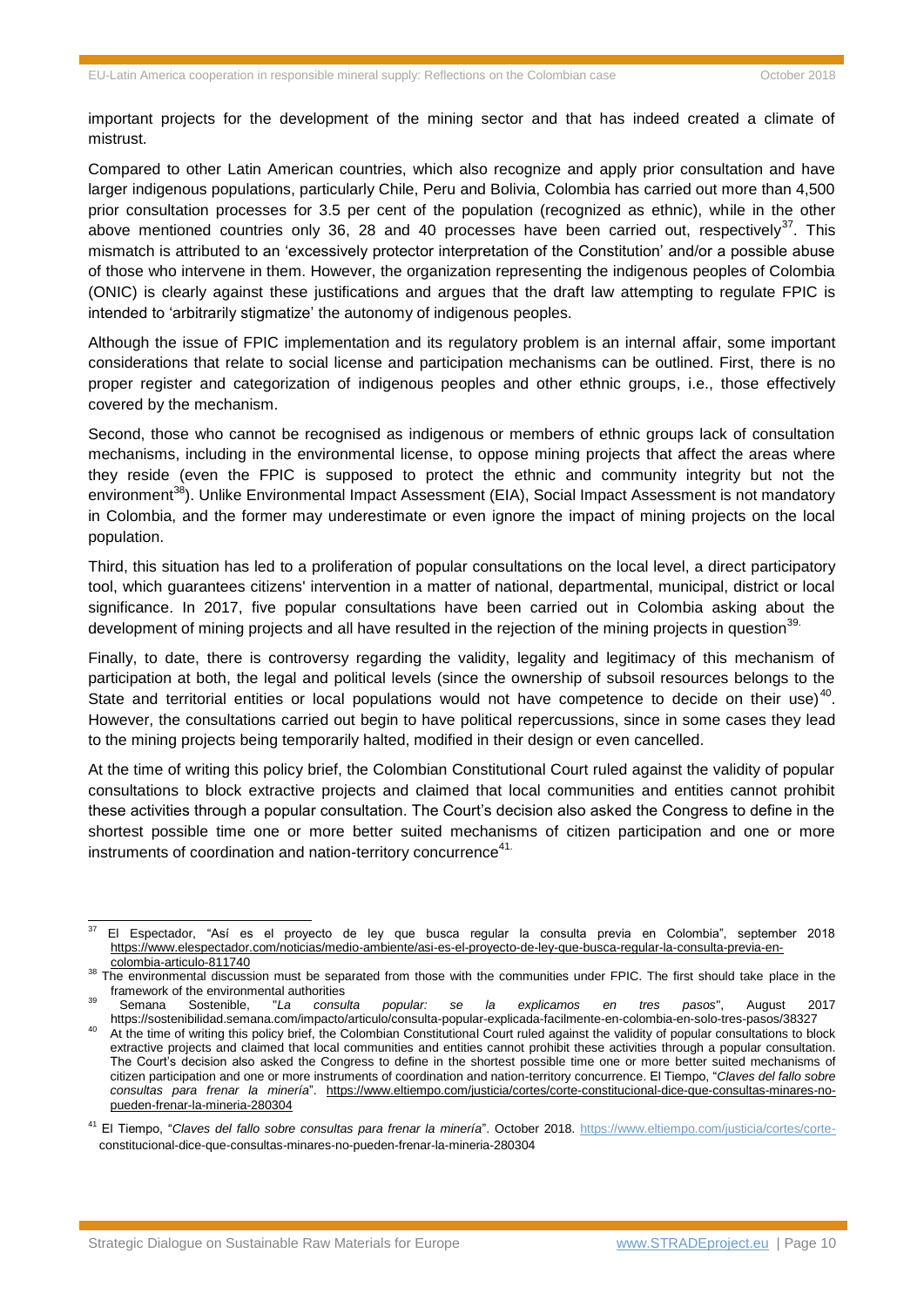important projects for the development of the mining sector and that has indeed created a climate of mistrust.

Compared to other Latin American countries, which also recognize and apply prior consultation and have larger indigenous populations, particularly Chile, Peru and Bolivia, Colombia has carried out more than 4,500 prior consultation processes for 3.5 per cent of the population (recognized as ethnic), while in the other above mentioned countries only 36, 28 and 40 processes have been carried out, respectively[37]. This mismatch is attributed to an 'excessively protector interpretation of the Constitution' and/or a possible abuse of those who intervene in them. However, the organization representing the indigenous peoples of Colombia (ONIC) is clearly against these justifications and argues that the draft law attempting to regulate FPIC is intended to 'arbitrarily stigmatize' the autonomy of indigenous peoples.

Although the issue of FPIC implementation and its regulatory problem is an internal affair, some important considerations that relate to social license and participation mechanisms can be outlined. First, there is no proper register and categorization of indigenous peoples and other ethnic groups, i.e., those effectively covered by the mechanism.

Second, those who cannot be recognised as indigenous or members of ethnic groups lack of consultation mechanisms, including in the environmental license, to oppose mining projects that affect the areas where they reside (even the FPIC is supposed to protect the ethnic and community integrity but not the environment[38]). Unlike Environmental Impact Assessment (EIA), Social Impact Assessment is not mandatory in Colombia, and the former may underestimate or even ignore the impact of mining projects on the local population.

Third, this situation has led to a proliferation of popular consultations on the local level, a direct participatory tool, which guarantees citizens' intervention in a matter of national, departmental, municipal, district or local significance. In 2017, five popular consultations have been carried out in Colombia asking about the development of mining projects and all have resulted in the rejection of the mining projects in question[39].

Finally, to date, there is controversy regarding the validity, legality and legitimacy of this mechanism of participation at both, the legal and political levels (since the ownership of subsoil resources belongs to the State and territorial entities or local populations would not have competence to decide on their use)[40]. However, the consultations carried out begin to have political repercussions, since in some cases they lead to the mining projects being temporarily halted, modified in their design or even cancelled.

At the time of writing this policy brief, the Colombian Constitutional Court ruled against the validity of popular consultations to block extractive projects and claimed that local communities and entities cannot prohibit these activities through a popular consultation. The Court's decision also asked the Congress to define in the shortest possible time one or more better suited mechanisms of citizen participation and one or more instruments of coordination and nation-territory concurrence[41].

---

[37] El Espectador, "Así es el proyecto de ley que busca regular la consulta previa en Colombia", september 2018 https://www.elespectador.com/noticias/medio-ambiente/asi-es-el-proyecto-de-ley-que-busca-regular-la-consulta-previa-en-colombia-articulo-811740

[38] The environmental discussion must be separated from those with the communities under FPIC. The first should take place in the framework of the environmental authorities

[39] Semana Sostenible, "*La consulta popular: se la explicamos en tres pasos*", August 2017 https://sostenibilidad.semana.com/impacto/articulo/consulta-popular-explicada-facilmente-en-colombia-en-solo-tres-pasos/38327

[40] At the time of writing this policy brief, the Colombian Constitutional Court ruled against the validity of popular consultations to block extractive projects and claimed that local communities and entities cannot prohibit these activities through a popular consultation. The Court's decision also asked the Congress to define in the shortest possible time one or more better suited mechanisms of citizen participation and one or more instruments of coordination and nation-territory concurrence. El Tiempo, "*Claves del fallo sobre consultas para frenar la minería*". https://www.eltiempo.com/justicia/cortes/corte-constitucional-dice-que-consultas-minares-no-pueden-frenar-la-mineria-280304

[41] El Tiempo, "*Claves del fallo sobre consultas para frenar la minería*". October 2018. https://www.eltiempo.com/justicia/cortes/corte-constitucional-dice-que-consultas-minares-no-pueden-frenar-la-mineria-280304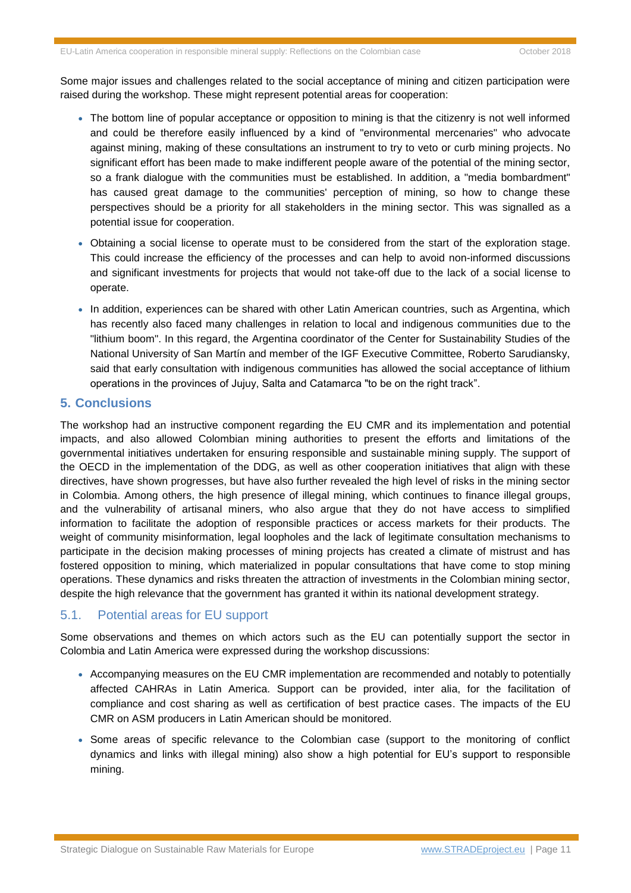Some major issues and challenges related to the social acceptance of mining and citizen participation were raised during the workshop. These might represent potential areas for cooperation:

- The bottom line of popular acceptance or opposition to mining is that the citizenry is not well informed and could be therefore easily influenced by a kind of "environmental mercenaries" who advocate against mining, making of these consultations an instrument to try to veto or curb mining projects. No significant effort has been made to make indifferent people aware of the potential of the mining sector, so a frank dialogue with the communities must be established. In addition, a "media bombardment" has caused great damage to the communities' perception of mining, so how to change these perspectives should be a priority for all stakeholders in the mining sector. This was signalled as a potential issue for cooperation.
- Obtaining a social license to operate must to be considered from the start of the exploration stage. This could increase the efficiency of the processes and can help to avoid non-informed discussions and significant investments for projects that would not take-off due to the lack of a social license to operate.
- In addition, experiences can be shared with other Latin American countries, such as Argentina, which has recently also faced many challenges in relation to local and indigenous communities due to the "lithium boom". In this regard, the Argentina coordinator of the Center for Sustainability Studies of the National University of San Martín and member of the IGF Executive Committee, Roberto Sarudiansky, said that early consultation with indigenous communities has allowed the social acceptance of lithium operations in the provinces of Jujuy, Salta and Catamarca "to be on the right track".

## 5. Conclusions

The workshop had an instructive component regarding the EU CMR and its implementation and potential impacts, and also allowed Colombian mining authorities to present the efforts and limitations of the governmental initiatives undertaken for ensuring responsible and sustainable mining supply. The support of the OECD in the implementation of the DDG, as well as other cooperation initiatives that align with these directives, have shown progresses, but have also further revealed the high level of risks in the mining sector in Colombia. Among others, the high presence of illegal mining, which continues to finance illegal groups, and the vulnerability of artisanal miners, who also argue that they do not have access to simplified information to facilitate the adoption of responsible practices or access markets for their products. The weight of community misinformation, legal loopholes and the lack of legitimate consultation mechanisms to participate in the decision making processes of mining projects has created a climate of mistrust and has fostered opposition to mining, which materialized in popular consultations that have come to stop mining operations. These dynamics and risks threaten the attraction of investments in the Colombian mining sector, despite the high relevance that the government has granted it within its national development strategy.

### 5.1. Potential areas for EU support

Some observations and themes on which actors such as the EU can potentially support the sector in Colombia and Latin America were expressed during the workshop discussions:

- Accompanying measures on the EU CMR implementation are recommended and notably to potentially affected CAHRAs in Latin America. Support can be provided, inter alia, for the facilitation of compliance and cost sharing as well as certification of best practice cases. The impacts of the EU CMR on ASM producers in Latin American should be monitored.
- Some areas of specific relevance to the Colombian case (support to the monitoring of conflict dynamics and links with illegal mining) also show a high potential for EU's support to responsible mining.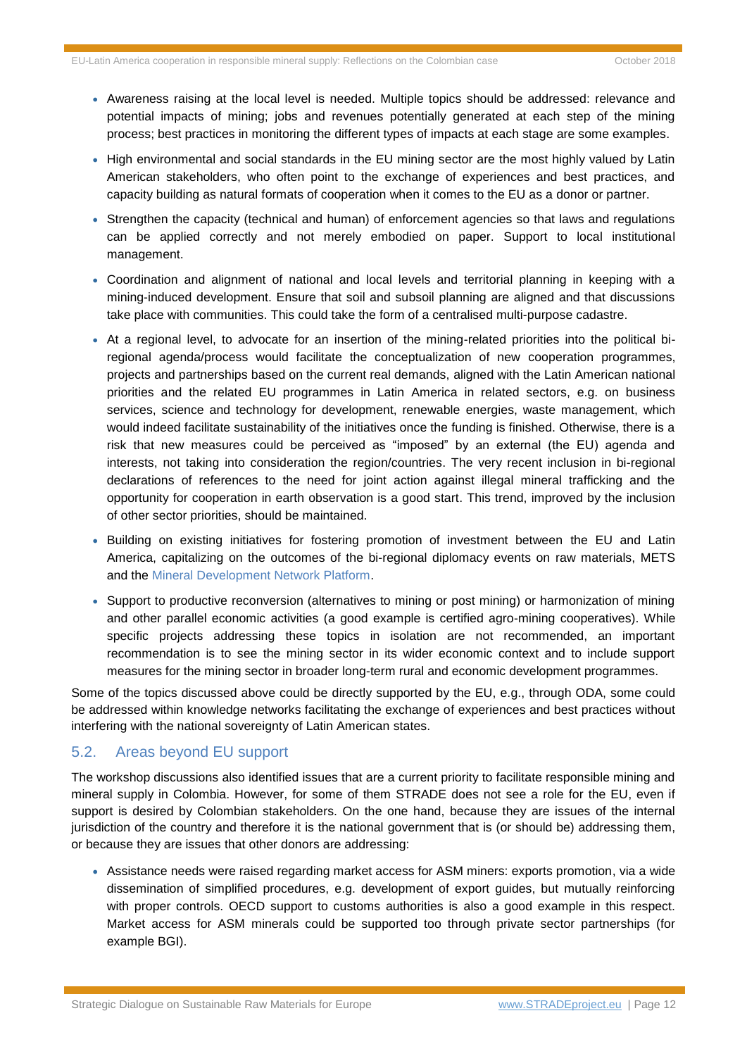- Awareness raising at the local level is needed. Multiple topics should be addressed: relevance and potential impacts of mining; jobs and revenues potentially generated at each step of the mining process; best practices in monitoring the different types of impacts at each stage are some examples.
- High environmental and social standards in the EU mining sector are the most highly valued by Latin American stakeholders, who often point to the exchange of experiences and best practices, and capacity building as natural formats of cooperation when it comes to the EU as a donor or partner.
- Strengthen the capacity (technical and human) of enforcement agencies so that laws and regulations can be applied correctly and not merely embodied on paper. Support to local institutional management.
- Coordination and alignment of national and local levels and territorial planning in keeping with a mining-induced development. Ensure that soil and subsoil planning are aligned and that discussions take place with communities. This could take the form of a centralised multi-purpose cadastre.
- At a regional level, to advocate for an insertion of the mining-related priorities into the political bi-regional agenda/process would facilitate the conceptualization of new cooperation programmes, projects and partnerships based on the current real demands, aligned with the Latin American national priorities and the related EU programmes in Latin America in related sectors, e.g. on business services, science and technology for development, renewable energies, waste management, which would indeed facilitate sustainability of the initiatives once the funding is finished. Otherwise, there is a risk that new measures could be perceived as "imposed" by an external (the EU) agenda and interests, not taking into consideration the region/countries. The very recent inclusion in bi-regional declarations of references to the need for joint action against illegal mineral trafficking and the opportunity for cooperation in earth observation is a good start. This trend, improved by the inclusion of other sector priorities, should be maintained.
- Building on existing initiatives for fostering promotion of investment between the EU and Latin America, capitalizing on the outcomes of the bi-regional diplomacy events on raw materials, METS and the Mineral Development Network Platform.
- Support to productive reconversion (alternatives to mining or post mining) or harmonization of mining and other parallel economic activities (a good example is certified agro-mining cooperatives). While specific projects addressing these topics in isolation are not recommended, an important recommendation is to see the mining sector in its wider economic context and to include support measures for the mining sector in broader long-term rural and economic development programmes.

Some of the topics discussed above could be directly supported by the EU, e.g., through ODA, some could be addressed within knowledge networks facilitating the exchange of experiences and best practices without interfering with the national sovereignty of Latin American states.

## 5.2. Areas beyond EU support

The workshop discussions also identified issues that are a current priority to facilitate responsible mining and mineral supply in Colombia. However, for some of them STRADE does not see a role for the EU, even if support is desired by Colombian stakeholders. On the one hand, because they are issues of the internal jurisdiction of the country and therefore it is the national government that is (or should be) addressing them, or because they are issues that other donors are addressing:

- Assistance needs were raised regarding market access for ASM miners: exports promotion, via a wide dissemination of simplified procedures, e.g. development of export guides, but mutually reinforcing with proper controls. OECD support to customs authorities is also a good example in this respect. Market access for ASM minerals could be supported too through private sector partnerships (for example BGI).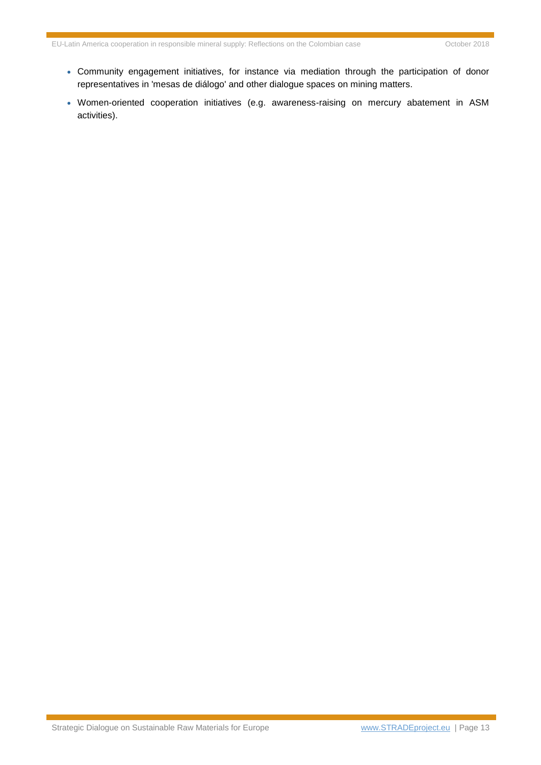- Community engagement initiatives, for instance via mediation through the participation of donor representatives in 'mesas de diálogo' and other dialogue spaces on mining matters.
- Women-oriented cooperation initiatives (e.g. awareness-raising on mercury abatement in ASM activities).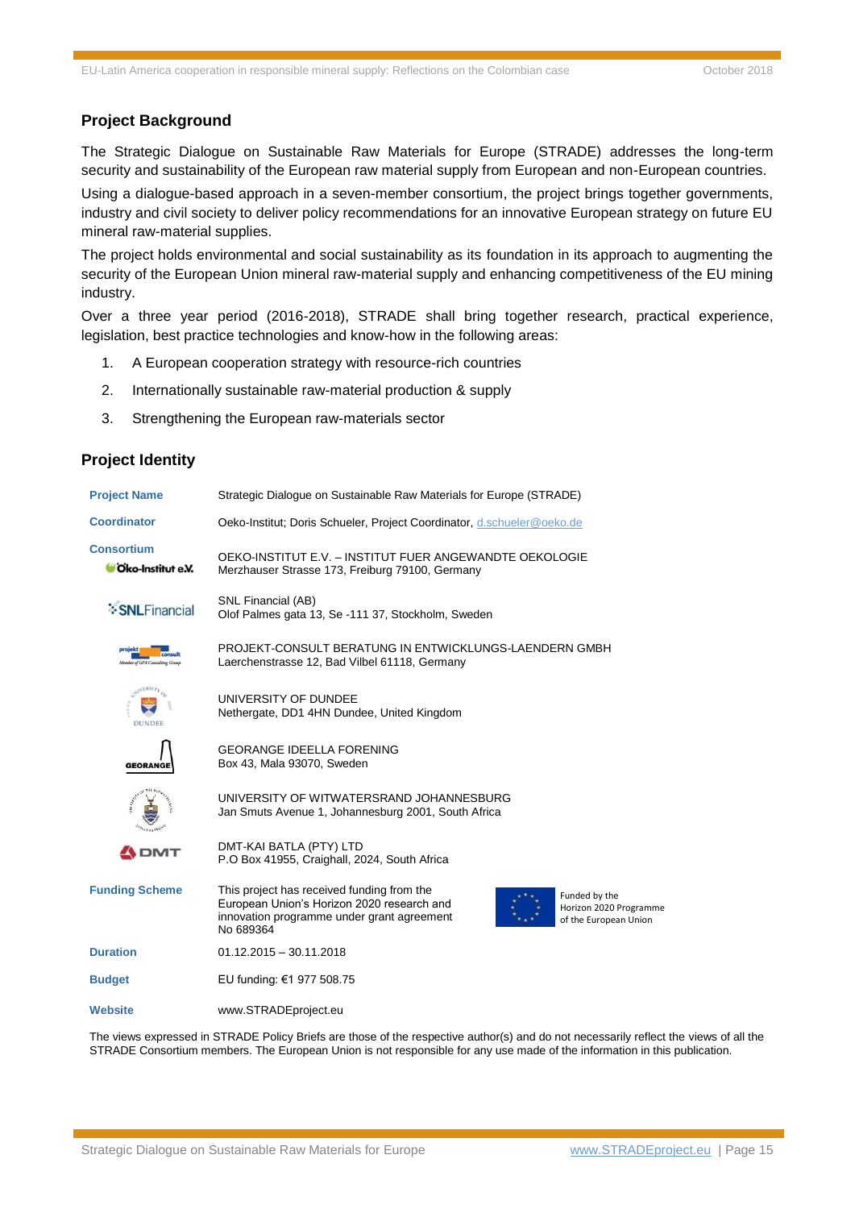## Project Background

The Strategic Dialogue on Sustainable Raw Materials for Europe (STRADE) addresses the long-term security and sustainability of the European raw material supply from European and non-European countries.

Using a dialogue-based approach in a seven-member consortium, the project brings together governments, industry and civil society to deliver policy recommendations for an innovative European strategy on future EU mineral raw-material supplies.

The project holds environmental and social sustainability as its foundation in its approach to augmenting the security of the European Union mineral raw-material supply and enhancing competitiveness of the EU mining industry.

Over a three year period (2016-2018), STRADE shall bring together research, practical experience, legislation, best practice technologies and know-how in the following areas:

1. A European cooperation strategy with resource-rich countries
2. Internationally sustainable raw-material production & supply
3. Strengthening the European raw-materials sector

## Project Identity

| | |
|---|---|
| **Project Name** | Strategic Dialogue on Sustainable Raw Materials for Europe (STRADE) |
| **Coordinator** | Oeko-Institut; Doris Schueler, Project Coordinator, d.schueler@oeko.de |
| **Consortium** | OEKO-INSTITUT E.V. – INSTITUT FUER ANGEWANDTE OEKOLOGIE<br>Merzhauser Strasse 173, Freiburg 79100, Germany |
| | SNL Financial (AB)<br>Olof Palmes gata 13, Se -111 37, Stockholm, Sweden |
| | PROJEKT-CONSULT BERATUNG IN ENTWICKLUNGS-LAENDERN GMBH<br>Laerchenstrasse 12, Bad Vilbel 61118, Germany |
| | UNIVERSITY OF DUNDEE<br>Nethergate, DD1 4HN Dundee, United Kingdom |
| | GEORANGE IDEELLA FORENING<br>Box 43, Mala 93070, Sweden |
| | UNIVERSITY OF WITWATERSRAND JOHANNESBURG<br>Jan Smuts Avenue 1, Johannesburg 2001, South Africa |
| | DMT-KAI BATLA (PTY) LTD<br>P.O Box 41955, Craighall, 2024, South Africa |
| **Funding Scheme** | This project has received funding from the European Union's Horizon 2020 research and innovation programme under grant agreement No 689364<br>Funded by the Horizon 2020 Programme of the European Union |
| **Duration** | 01.12.2015 – 30.11.2018 |
| **Budget** | EU funding: €1 977 508.75 |
| **Website** | www.STRADEproject.eu |

The views expressed in STRADE Policy Briefs are those of the respective author(s) and do not necessarily reflect the views of all the STRADE Consortium members. The European Union is not responsible for any use made of the information in this publication.